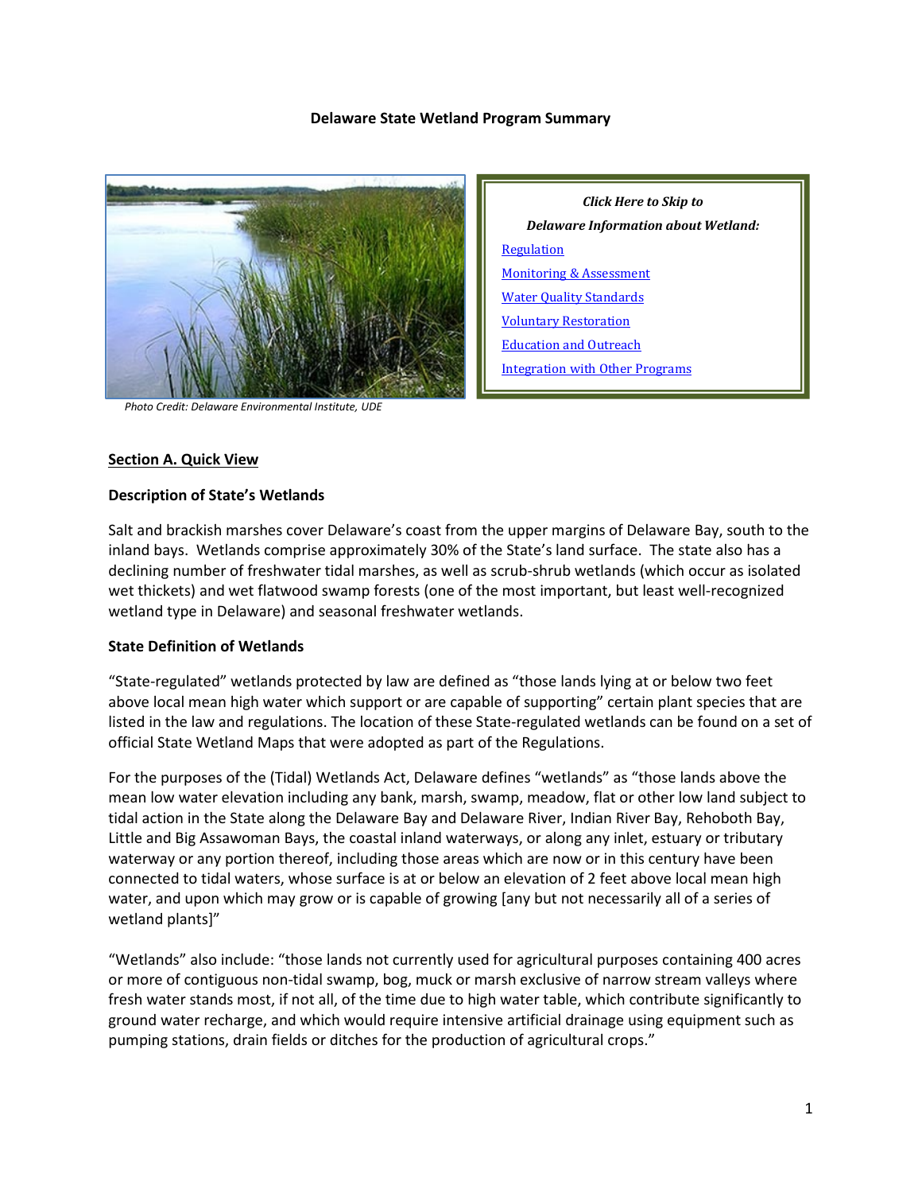# Delaware State Wetland Program Summary

Photo Credit: Delaware Environmental Institute, UDE

*Click Here to Skip to*

*Delaware Information about Wetland:*

- Regulation
- Monitoring & Assessment
- Water Quality Standards
- Voluntary Restoration
- Education and Outreach
- Integration with Other Programs

## Section A. Quick View

### Description of State's Wetlands

Salt and brackish marshes cover Delaware's coast from the upper margins of Delaware Bay, south to the inland bays. Wetlands comprise approximately 30% of the State's land surface. The state also has a declining number of freshwater tidal marshes, as well as scrub-shrub wetlands (which occur as isolated wet thickets) and wet flatwood swamp forests (one of the most important, but least well-recognized wetland type in Delaware) and seasonal freshwater wetlands.

### State Definition of Wetlands

"State-regulated" wetlands protected by law are defined as "those lands lying at or below two feet above local mean high water which support or are capable of supporting" certain plant species that are listed in the law and regulations. The location of these State-regulated wetlands can be found on a set of official State Wetland Maps that were adopted as part of the Regulations.

For the purposes of the (Tidal) Wetlands Act, Delaware defines "wetlands" as "those lands above the mean low water elevation including any bank, marsh, swamp, meadow, flat or other low land subject to tidal action in the State along the Delaware Bay and Delaware River, Indian River Bay, Rehoboth Bay, Little and Big Assawoman Bays, the coastal inland waterways, or along any inlet, estuary or tributary waterway or any portion thereof, including those areas which are now or in this century have been connected to tidal waters, whose surface is at or below an elevation of 2 feet above local mean high water, and upon which may grow or is capable of growing [any but not necessarily all of a series of wetland plants]"

"Wetlands" also include: "those lands not currently used for agricultural purposes containing 400 acres or more of contiguous non-tidal swamp, bog, muck or marsh exclusive of narrow stream valleys where fresh water stands most, if not all, of the time due to high water table, which contribute significantly to ground water recharge, and which would require intensive artificial drainage using equipment such as pumping stations, drain fields or ditches for the production of agricultural crops."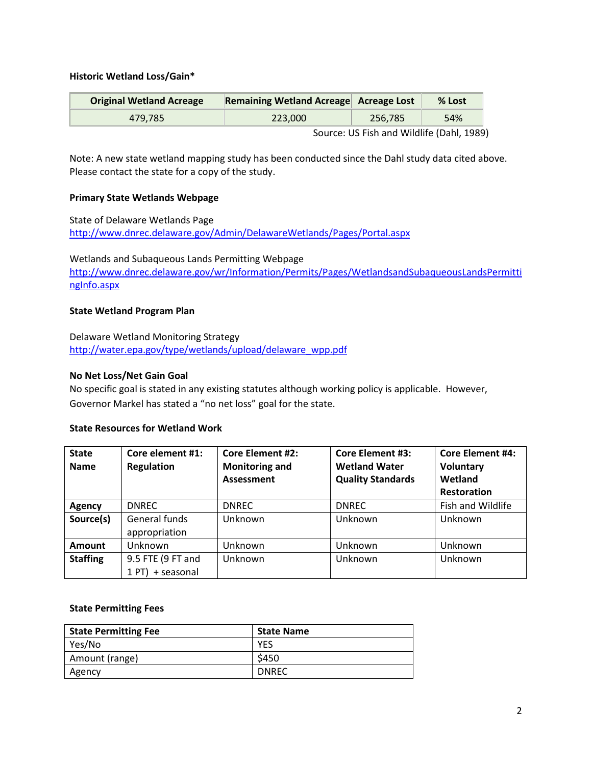**Historic Wetland Loss/Gain***

| Original Wetland Acreage | Remaining Wetland Acreage | Acreage Lost | % Lost |
|---|---|---|---|
| 479,785 | 223,000 | 256,785 | 54% |

Source: US Fish and Wildlife (Dahl, 1989)

Note: A new state wetland mapping study has been conducted since the Dahl study data cited above. Please contact the state for a copy of the study.

**Primary State Wetlands Webpage**

State of Delaware Wetlands Page
http://www.dnrec.delaware.gov/Admin/DelawareWetlands/Pages/Portal.aspx

Wetlands and Subaqueous Lands Permitting Webpage
http://www.dnrec.delaware.gov/wr/Information/Permits/Pages/WetlandsandSubaqueousLandsPermittingInfo.aspx

**State Wetland Program Plan**

Delaware Wetland Monitoring Strategy
http://water.epa.gov/type/wetlands/upload/delaware_wpp.pdf

**No Net Loss/Net Gain Goal**

No specific goal is stated in any existing statutes although working policy is applicable. However, Governor Markel has stated a "no net loss" goal for the state.

**State Resources for Wetland Work**

| State Name | Core element #1: Regulation | Core Element #2: Monitoring and Assessment | Core Element #3: Wetland Water Quality Standards | Core Element #4: Voluntary Wetland Restoration |
|---|---|---|---|---|
| **Agency** | DNREC | DNREC | DNREC | Fish and Wildlife |
| **Source(s)** | General funds appropriation | Unknown | Unknown | Unknown |
| **Amount** | Unknown | Unknown | Unknown | Unknown |
| **Staffing** | 9.5 FTE (9 FT and 1 PT) + seasonal | Unknown | Unknown | Unknown |

**State Permitting Fees**

| State Permitting Fee | State Name |
|---|---|
| Yes/No | YES |
| Amount (range) | $450 |
| Agency | DNREC |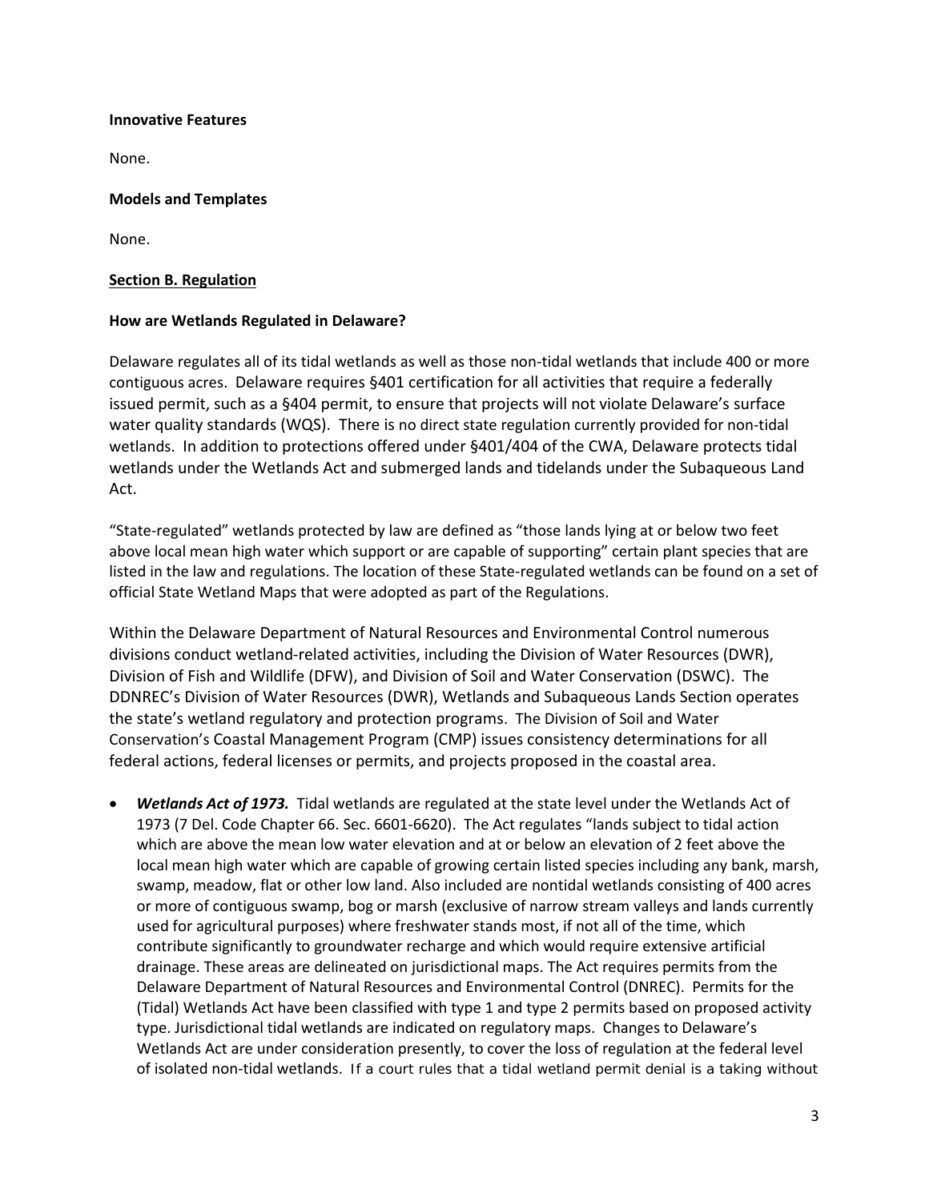**Innovative Features**

None.

**Models and Templates**

None.

**<u>Section B. Regulation</u>**

**How are Wetlands Regulated in Delaware?**

Delaware regulates all of its tidal wetlands as well as those non-tidal wetlands that include 400 or more contiguous acres. Delaware requires §401 certification for all activities that require a federally issued permit, such as a §404 permit, to ensure that projects will not violate Delaware's surface water quality standards (WQS). There is no direct state regulation currently provided for non-tidal wetlands. In addition to protections offered under §401/404 of the CWA, Delaware protects tidal wetlands under the Wetlands Act and submerged lands and tidelands under the Subaqueous Land Act.

"State-regulated" wetlands protected by law are defined as "those lands lying at or below two feet above local mean high water which support or are capable of supporting" certain plant species that are listed in the law and regulations. The location of these State-regulated wetlands can be found on a set of official State Wetland Maps that were adopted as part of the Regulations.

Within the Delaware Department of Natural Resources and Environmental Control numerous divisions conduct wetland-related activities, including the Division of Water Resources (DWR), Division of Fish and Wildlife (DFW), and Division of Soil and Water Conservation (DSWC). The DDNREC's Division of Water Resources (DWR), Wetlands and Subaqueous Lands Section operates the state's wetland regulatory and protection programs. The Division of Soil and Water Conservation's Coastal Management Program (CMP) issues consistency determinations for all federal actions, federal licenses or permits, and projects proposed in the coastal area.

- ***Wetlands Act of 1973.*** Tidal wetlands are regulated at the state level under the Wetlands Act of 1973 (7 Del. Code Chapter 66. Sec. 6601-6620). The Act regulates "lands subject to tidal action which are above the mean low water elevation and at or below an elevation of 2 feet above the local mean high water which are capable of growing certain listed species including any bank, marsh, swamp, meadow, flat or other low land. Also included are nontidal wetlands consisting of 400 acres or more of contiguous swamp, bog or marsh (exclusive of narrow stream valleys and lands currently used for agricultural purposes) where freshwater stands most, if not all of the time, which contribute significantly to groundwater recharge and which would require extensive artificial drainage. These areas are delineated on jurisdictional maps. The Act requires permits from the Delaware Department of Natural Resources and Environmental Control (DNREC). Permits for the (Tidal) Wetlands Act have been classified with type 1 and type 2 permits based on proposed activity type. Jurisdictional tidal wetlands are indicated on regulatory maps. Changes to Delaware's Wetlands Act are under consideration presently, to cover the loss of regulation at the federal level of isolated non-tidal wetlands. If a court rules that a tidal wetland permit denial is a taking without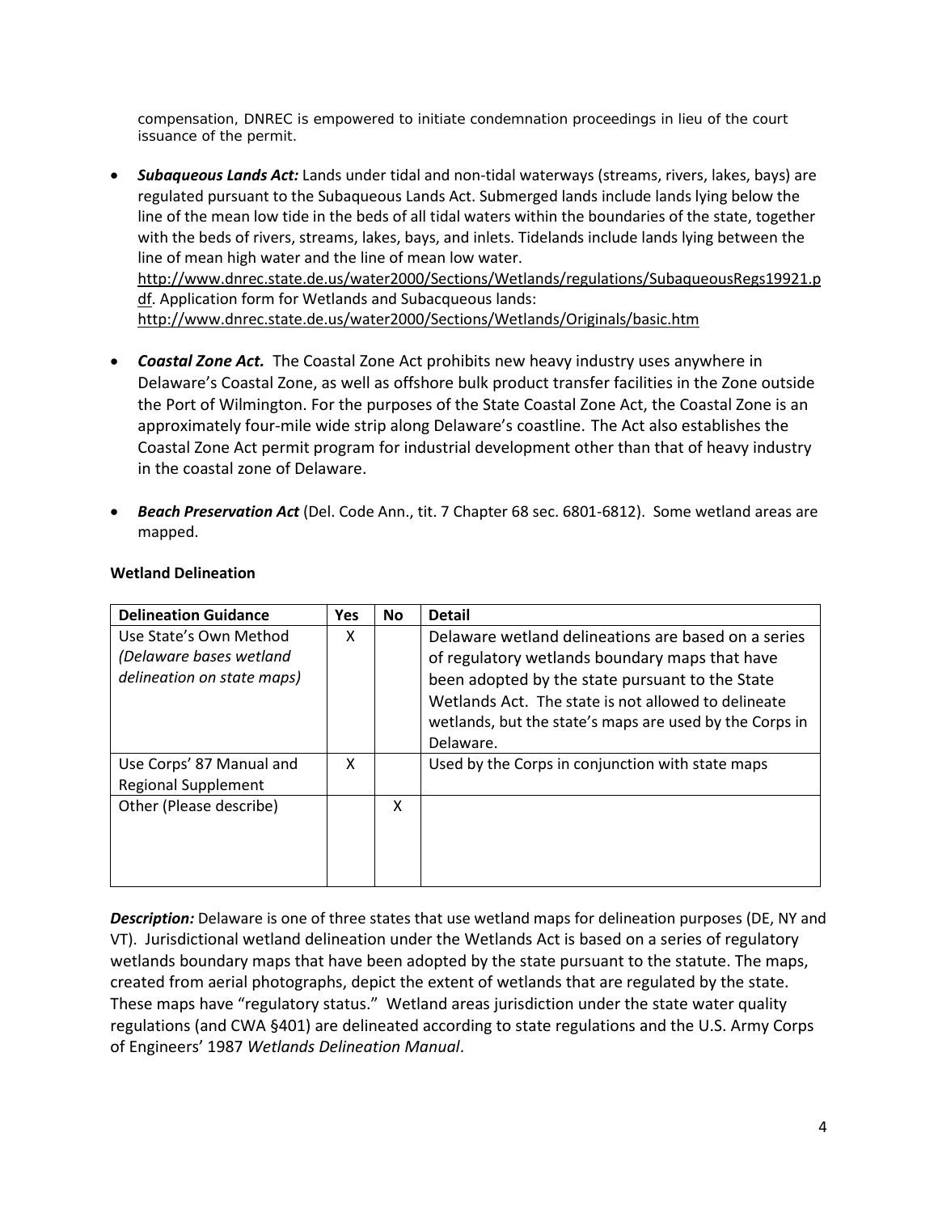compensation, DNREC is empowered to initiate condemnation proceedings in lieu of the court issuance of the permit.

- ***Subaqueous Lands Act:*** Lands under tidal and non-tidal waterways (streams, rivers, lakes, bays) are regulated pursuant to the Subaqueous Lands Act. Submerged lands include lands lying below the line of the mean low tide in the beds of all tidal waters within the boundaries of the state, together with the beds of rivers, streams, lakes, bays, and inlets. Tidelands include lands lying between the line of mean high water and the line of mean low water. http://www.dnrec.state.de.us/water2000/Sections/Wetlands/regulations/SubaqueousRegs19921.pdf. Application form for Wetlands and Subacqueous lands: http://www.dnrec.state.de.us/water2000/Sections/Wetlands/Originals/basic.htm

- ***Coastal Zone Act.*** The Coastal Zone Act prohibits new heavy industry uses anywhere in Delaware's Coastal Zone, as well as offshore bulk product transfer facilities in the Zone outside the Port of Wilmington. For the purposes of the State Coastal Zone Act, the Coastal Zone is an approximately four-mile wide strip along Delaware's coastline. The Act also establishes the Coastal Zone Act permit program for industrial development other than that of heavy industry in the coastal zone of Delaware.

- ***Beach Preservation Act*** (Del. Code Ann., tit. 7 Chapter 68 sec. 6801-6812). Some wetland areas are mapped.

**Wetland Delineation**

| **Delineation Guidance** | **Yes** | **No** | **Detail** |
|---|---|---|---|
| Use State's Own Method *(Delaware bases wetland delineation on state maps)* | X | | Delaware wetland delineations are based on a series of regulatory wetlands boundary maps that have been adopted by the state pursuant to the State Wetlands Act. The state is not allowed to delineate wetlands, but the state's maps are used by the Corps in Delaware. |
| Use Corps' 87 Manual and Regional Supplement | X | | Used by the Corps in conjunction with state maps |
| Other (Please describe) | | X | |

***Description:*** Delaware is one of three states that use wetland maps for delineation purposes (DE, NY and VT). Jurisdictional wetland delineation under the Wetlands Act is based on a series of regulatory wetlands boundary maps that have been adopted by the state pursuant to the statute. The maps, created from aerial photographs, depict the extent of wetlands that are regulated by the state. These maps have "regulatory status." Wetland areas jurisdiction under the state water quality regulations (and CWA §401) are delineated according to state regulations and the U.S. Army Corps of Engineers' 1987 *Wetlands Delineation Manual*.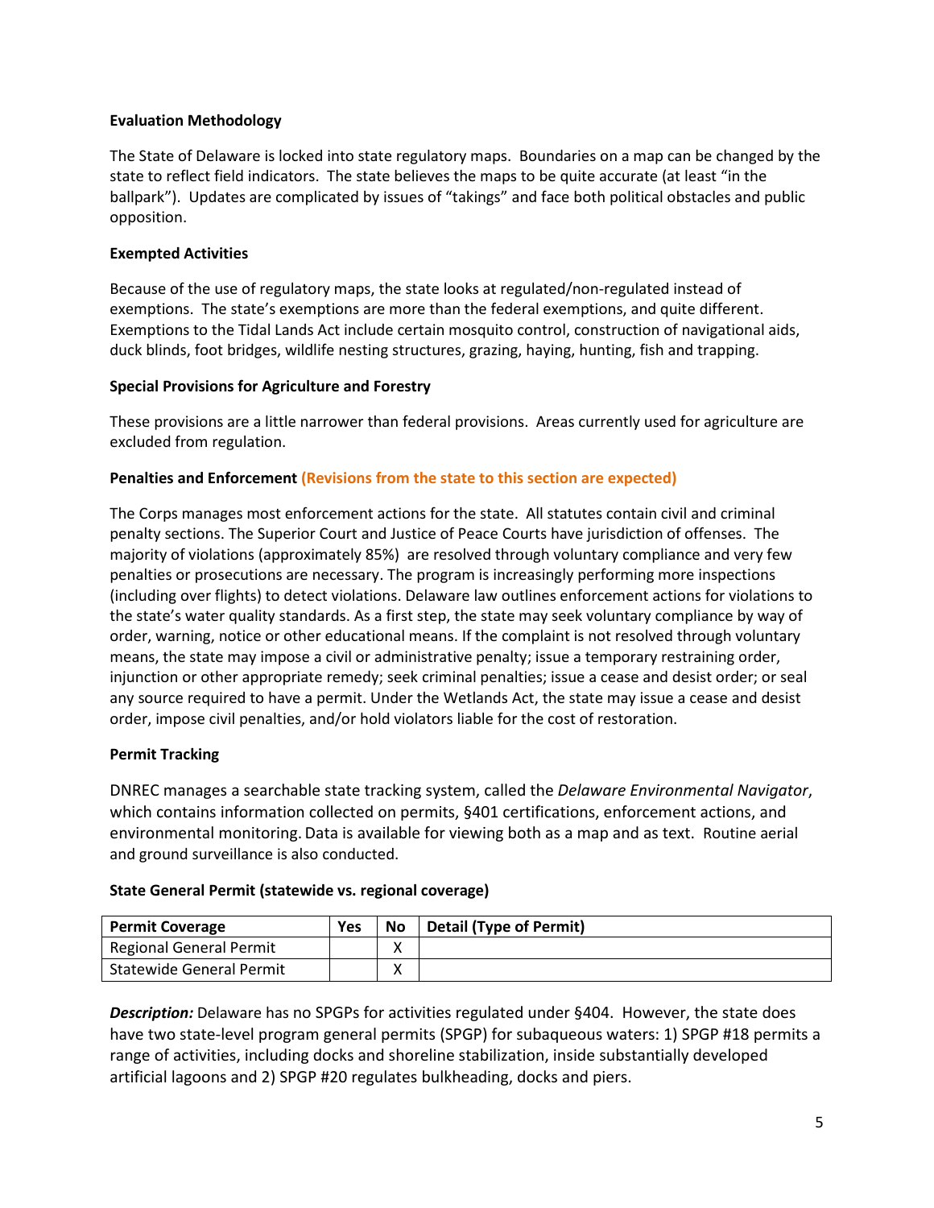**Evaluation Methodology**

The State of Delaware is locked into state regulatory maps. Boundaries on a map can be changed by the state to reflect field indicators. The state believes the maps to be quite accurate (at least "in the ballpark"). Updates are complicated by issues of "takings" and face both political obstacles and public opposition.

**Exempted Activities**

Because of the use of regulatory maps, the state looks at regulated/non-regulated instead of exemptions. The state's exemptions are more than the federal exemptions, and quite different. Exemptions to the Tidal Lands Act include certain mosquito control, construction of navigational aids, duck blinds, foot bridges, wildlife nesting structures, grazing, haying, hunting, fish and trapping.

**Special Provisions for Agriculture and Forestry**

These provisions are a little narrower than federal provisions. Areas currently used for agriculture are excluded from regulation.

**Penalties and Enforcement (Revisions from the state to this section are expected)**

The Corps manages most enforcement actions for the state. All statutes contain civil and criminal penalty sections. The Superior Court and Justice of Peace Courts have jurisdiction of offenses. The majority of violations (approximately 85%) are resolved through voluntary compliance and very few penalties or prosecutions are necessary. The program is increasingly performing more inspections (including over flights) to detect violations. Delaware law outlines enforcement actions for violations to the state's water quality standards. As a first step, the state may seek voluntary compliance by way of order, warning, notice or other educational means. If the complaint is not resolved through voluntary means, the state may impose a civil or administrative penalty; issue a temporary restraining order, injunction or other appropriate remedy; seek criminal penalties; issue a cease and desist order; or seal any source required to have a permit. Under the Wetlands Act, the state may issue a cease and desist order, impose civil penalties, and/or hold violators liable for the cost of restoration.

**Permit Tracking**

DNREC manages a searchable state tracking system, called the *Delaware Environmental Navigator*, which contains information collected on permits, §401 certifications, enforcement actions, and environmental monitoring. Data is available for viewing both as a map and as text. Routine aerial and ground surveillance is also conducted.

**State General Permit (statewide vs. regional coverage)**

| Permit Coverage | Yes | No | Detail (Type of Permit) |
|---|---|---|---|
| Regional General Permit | | X | |
| Statewide General Permit | | X | |

***Description:*** Delaware has no SPGPs for activities regulated under §404. However, the state does have two state-level program general permits (SPGP) for subaqueous waters: 1) SPGP #18 permits a range of activities, including docks and shoreline stabilization, inside substantially developed artificial lagoons and 2) SPGP #20 regulates bulkheading, docks and piers.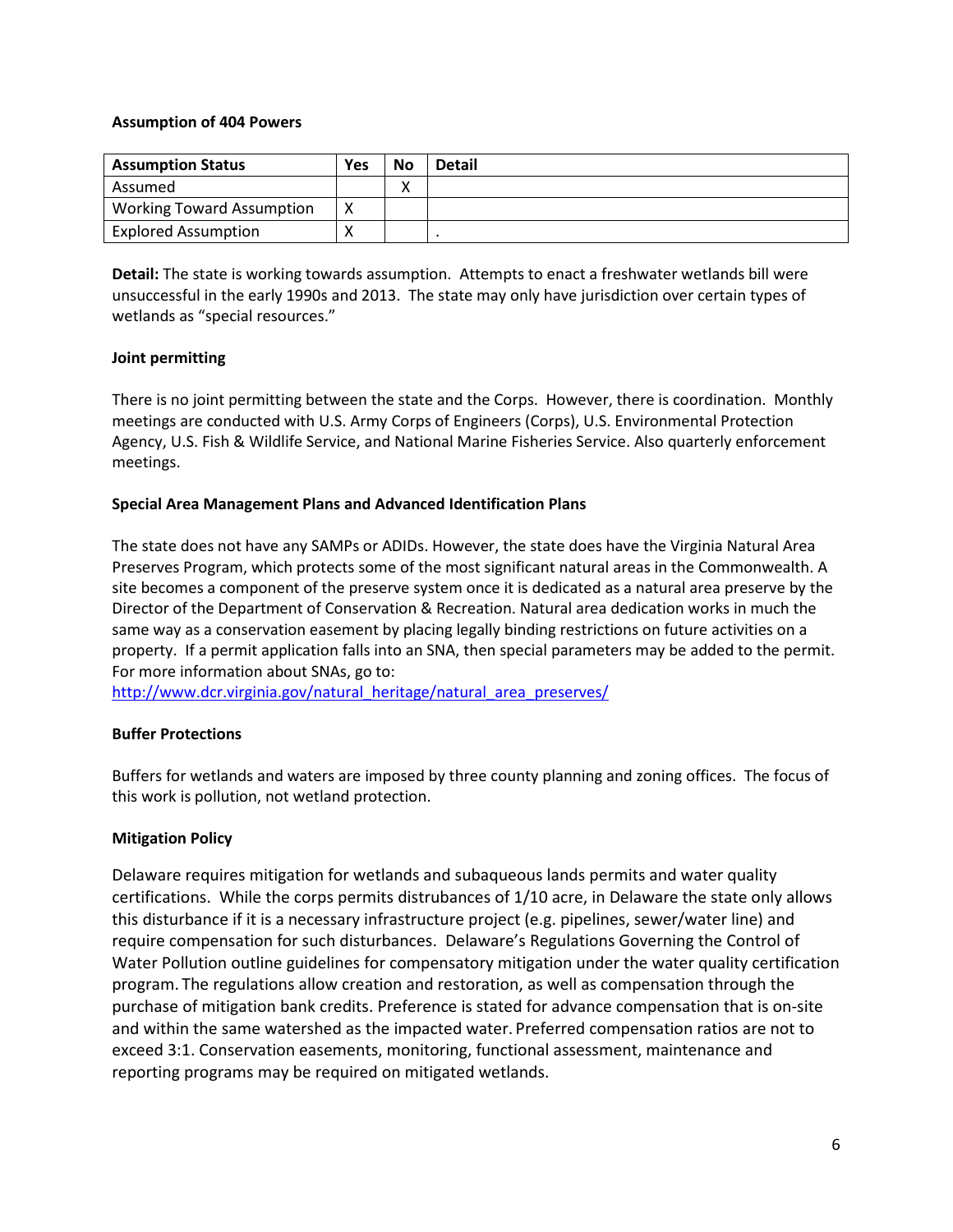**Assumption of 404 Powers**

| Assumption Status | Yes | No | Detail |
|---|---|---|---|
| Assumed | | X | |
| Working Toward Assumption | X | | |
| Explored Assumption | X | | . |

**Detail:** The state is working towards assumption. Attempts to enact a freshwater wetlands bill were unsuccessful in the early 1990s and 2013. The state may only have jurisdiction over certain types of wetlands as "special resources."

**Joint permitting**

There is no joint permitting between the state and the Corps. However, there is coordination. Monthly meetings are conducted with U.S. Army Corps of Engineers (Corps), U.S. Environmental Protection Agency, U.S. Fish & Wildlife Service, and National Marine Fisheries Service. Also quarterly enforcement meetings.

**Special Area Management Plans and Advanced Identification Plans**

The state does not have any SAMPs or ADIDs. However, the state does have the Virginia Natural Area Preserves Program, which protects some of the most significant natural areas in the Commonwealth. A site becomes a component of the preserve system once it is dedicated as a natural area preserve by the Director of the Department of Conservation & Recreation. Natural area dedication works in much the same way as a conservation easement by placing legally binding restrictions on future activities on a property. If a permit application falls into an SNA, then special parameters may be added to the permit. For more information about SNAs, go to:
[http://www.dcr.virginia.gov/natural_heritage/natural_area_preserves/](http://www.dcr.virginia.gov/natural_heritage/natural_area_preserves/)

**Buffer Protections**

Buffers for wetlands and waters are imposed by three county planning and zoning offices. The focus of this work is pollution, not wetland protection.

**Mitigation Policy**

Delaware requires mitigation for wetlands and subaqueous lands permits and water quality certifications. While the corps permits distrubances of 1/10 acre, in Delaware the state only allows this disturbance if it is a necessary infrastructure project (e.g. pipelines, sewer/water line) and require compensation for such disturbances. Delaware's Regulations Governing the Control of Water Pollution outline guidelines for compensatory mitigation under the water quality certification program. The regulations allow creation and restoration, as well as compensation through the purchase of mitigation bank credits. Preference is stated for advance compensation that is on-site and within the same watershed as the impacted water. Preferred compensation ratios are not to exceed 3:1. Conservation easements, monitoring, functional assessment, maintenance and reporting programs may be required on mitigated wetlands.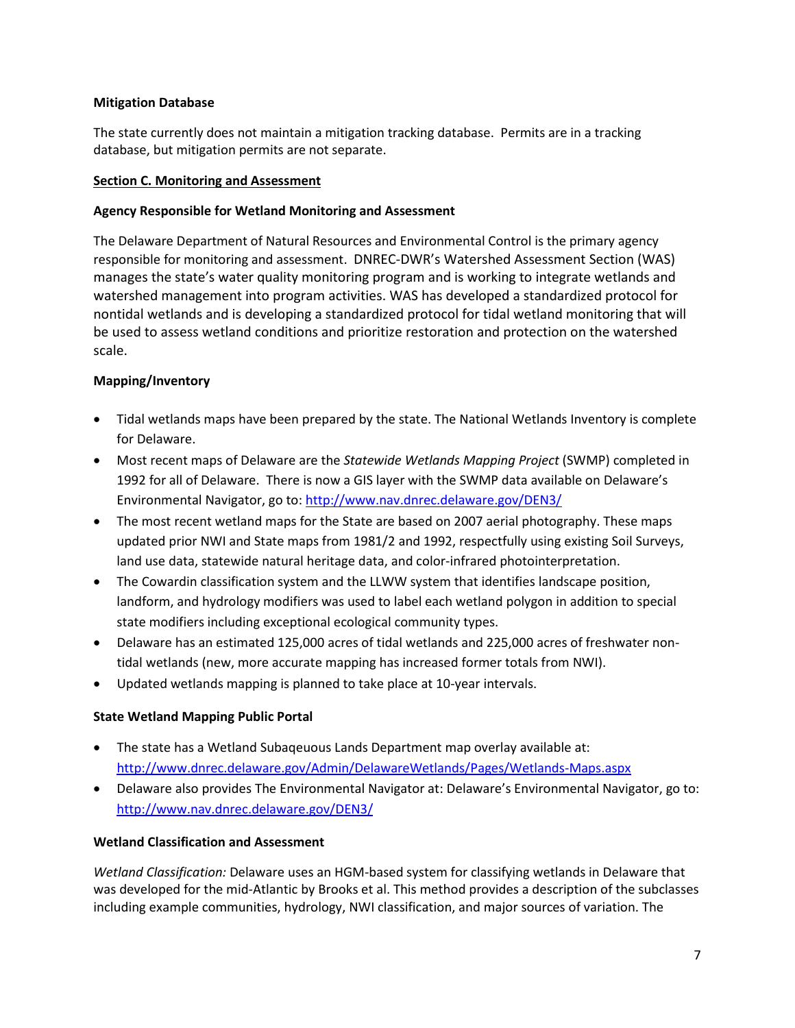**Mitigation Database**

The state currently does not maintain a mitigation tracking database. Permits are in a tracking database, but mitigation permits are not separate.

## Section C. Monitoring and Assessment

**Agency Responsible for Wetland Monitoring and Assessment**

The Delaware Department of Natural Resources and Environmental Control is the primary agency responsible for monitoring and assessment. DNREC-DWR's Watershed Assessment Section (WAS) manages the state's water quality monitoring program and is working to integrate wetlands and watershed management into program activities. WAS has developed a standardized protocol for nontidal wetlands and is developing a standardized protocol for tidal wetland monitoring that will be used to assess wetland conditions and prioritize restoration and protection on the watershed scale.

**Mapping/Inventory**

- Tidal wetlands maps have been prepared by the state. The National Wetlands Inventory is complete for Delaware.
- Most recent maps of Delaware are the *Statewide Wetlands Mapping Project* (SWMP) completed in 1992 for all of Delaware. There is now a GIS layer with the SWMP data available on Delaware's Environmental Navigator, go to: http://www.nav.dnrec.delaware.gov/DEN3/
- The most recent wetland maps for the State are based on 2007 aerial photography. These maps updated prior NWI and State maps from 1981/2 and 1992, respectfully using existing Soil Surveys, land use data, statewide natural heritage data, and color-infrared photointerpretation.
- The Cowardin classification system and the LLWW system that identifies landscape position, landform, and hydrology modifiers was used to label each wetland polygon in addition to special state modifiers including exceptional ecological community types.
- Delaware has an estimated 125,000 acres of tidal wetlands and 225,000 acres of freshwater non-tidal wetlands (new, more accurate mapping has increased former totals from NWI).
- Updated wetlands mapping is planned to take place at 10-year intervals.

**State Wetland Mapping Public Portal**

- The state has a Wetland Subaqeuous Lands Department map overlay available at: http://www.dnrec.delaware.gov/Admin/DelawareWetlands/Pages/Wetlands-Maps.aspx
- Delaware also provides The Environmental Navigator at: Delaware's Environmental Navigator, go to: http://www.nav.dnrec.delaware.gov/DEN3/

**Wetland Classification and Assessment**

*Wetland Classification:* Delaware uses an HGM-based system for classifying wetlands in Delaware that was developed for the mid-Atlantic by Brooks et al. This method provides a description of the subclasses including example communities, hydrology, NWI classification, and major sources of variation. The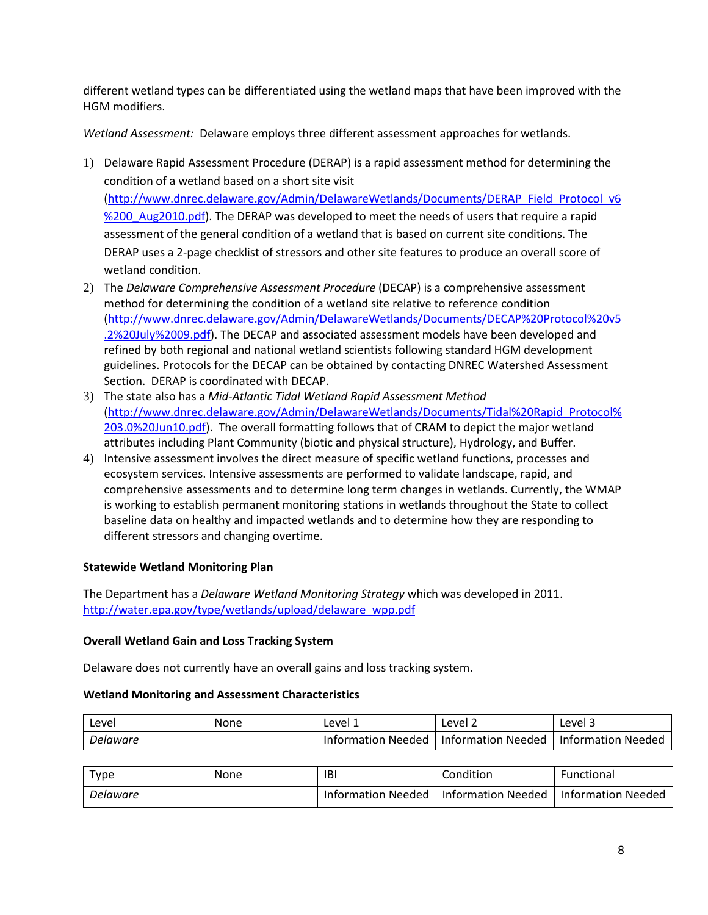different wetland types can be differentiated using the wetland maps that have been improved with the HGM modifiers.

*Wetland Assessment:* Delaware employs three different assessment approaches for wetlands.

1) Delaware Rapid Assessment Procedure (DERAP) is a rapid assessment method for determining the condition of a wetland based on a short site visit (http://www.dnrec.delaware.gov/Admin/DelawareWetlands/Documents/DERAP_Field_Protocol_v6%200_Aug2010.pdf). The DERAP was developed to meet the needs of users that require a rapid assessment of the general condition of a wetland that is based on current site conditions. The DERAP uses a 2-page checklist of stressors and other site features to produce an overall score of wetland condition.
2) The *Delaware Comprehensive Assessment Procedure* (DECAP) is a comprehensive assessment method for determining the condition of a wetland site relative to reference condition (http://www.dnrec.delaware.gov/Admin/DelawareWetlands/Documents/DECAP%20Protocol%20v5.2%20July%2009.pdf). The DECAP and associated assessment models have been developed and refined by both regional and national wetland scientists following standard HGM development guidelines. Protocols for the DECAP can be obtained by contacting DNREC Watershed Assessment Section. DERAP is coordinated with DECAP.
3) The state also has a *Mid-Atlantic Tidal Wetland Rapid Assessment Method* (http://www.dnrec.delaware.gov/Admin/DelawareWetlands/Documents/Tidal%20Rapid_Protocol%203.0%20Jun10.pdf). The overall formatting follows that of CRAM to depict the major wetland attributes including Plant Community (biotic and physical structure), Hydrology, and Buffer.
4) Intensive assessment involves the direct measure of specific wetland functions, processes and ecosystem services. Intensive assessments are performed to validate landscape, rapid, and comprehensive assessments and to determine long term changes in wetlands. Currently, the WMAP is working to establish permanent monitoring stations in wetlands throughout the State to collect baseline data on healthy and impacted wetlands and to determine how they are responding to different stressors and changing overtime.

**Statewide Wetland Monitoring Plan**

The Department has a *Delaware Wetland Monitoring Strategy* which was developed in 2011. http://water.epa.gov/type/wetlands/upload/delaware_wpp.pdf

**Overall Wetland Gain and Loss Tracking System**

Delaware does not currently have an overall gains and loss tracking system.

**Wetland Monitoring and Assessment Characteristics**

| Level | None | Level 1 | Level 2 | Level 3 |
|---|---|---|---|---|
| *Delaware* | | Information Needed | Information Needed | Information Needed |

| Type | None | IBI | Condition | Functional |
|---|---|---|---|---|
| *Delaware* | | Information Needed | Information Needed | Information Needed |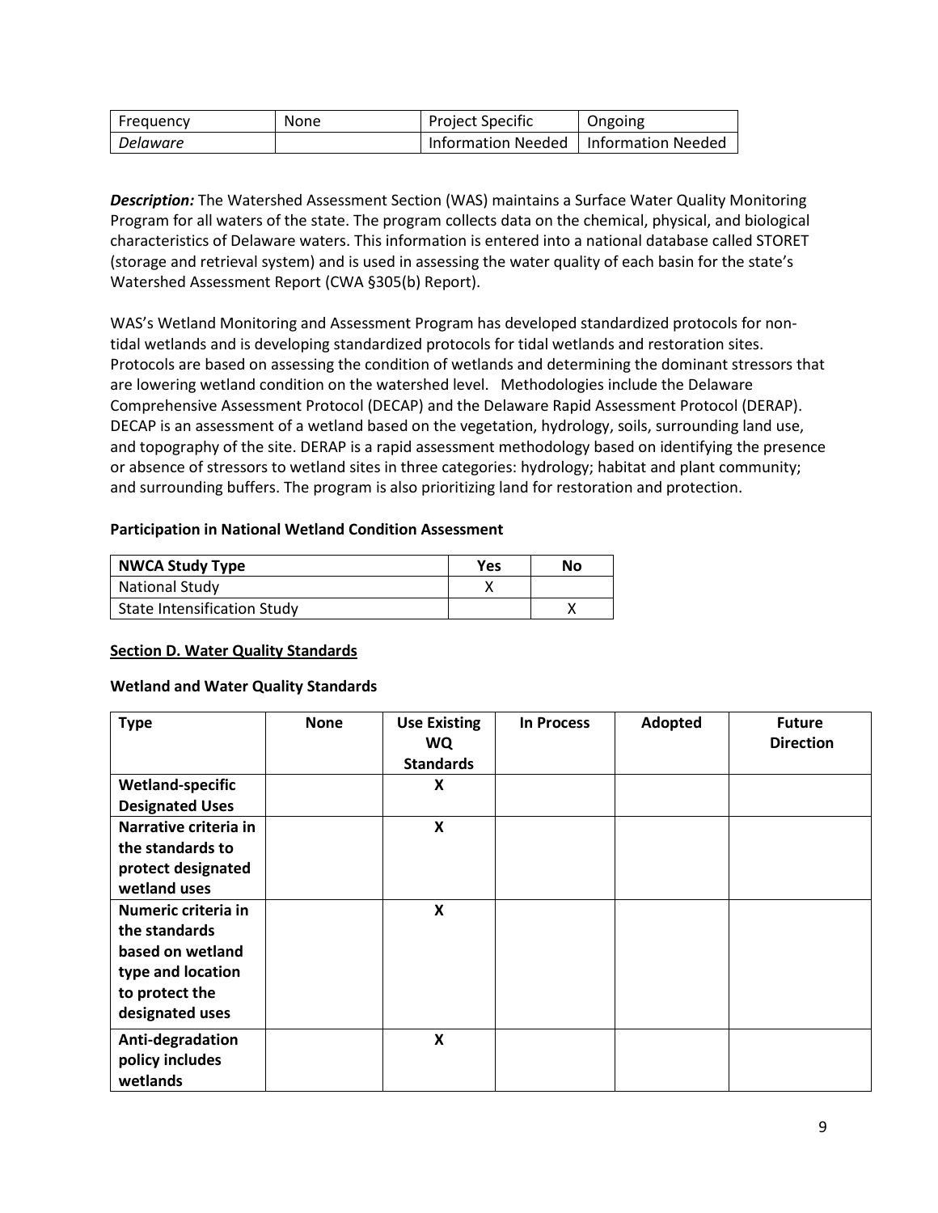| Frequency | None | Project Specific | Ongoing |
| --- | --- | --- | --- |
| *Delaware* | | Information Needed | Information Needed |

***Description:*** The Watershed Assessment Section (WAS) maintains a Surface Water Quality Monitoring Program for all waters of the state. The program collects data on the chemical, physical, and biological characteristics of Delaware waters. This information is entered into a national database called STORET (storage and retrieval system) and is used in assessing the water quality of each basin for the state's Watershed Assessment Report (CWA §305(b) Report).

WAS's Wetland Monitoring and Assessment Program has developed standardized protocols for non-tidal wetlands and is developing standardized protocols for tidal wetlands and restoration sites. Protocols are based on assessing the condition of wetlands and determining the dominant stressors that are lowering wetland condition on the watershed level. Methodologies include the Delaware Comprehensive Assessment Protocol (DECAP) and the Delaware Rapid Assessment Protocol (DERAP). DECAP is an assessment of a wetland based on the vegetation, hydrology, soils, surrounding land use, and topography of the site. DERAP is a rapid assessment methodology based on identifying the presence or absence of stressors to wetland sites in three categories: hydrology; habitat and plant community; and surrounding buffers. The program is also prioritizing land for restoration and protection.

**Participation in National Wetland Condition Assessment**

| NWCA Study Type | Yes | No |
| --- | --- | --- |
| National Study | X | |
| State Intensification Study | | X |

**Section D. Water Quality Standards**

**Wetland and Water Quality Standards**

| Type | None | Use Existing WQ Standards | In Process | Adopted | Future Direction |
| --- | --- | --- | --- | --- | --- |
| **Wetland-specific Designated Uses** | | X | | | |
| **Narrative criteria in the standards to protect designated wetland uses** | | X | | | |
| **Numeric criteria in the standards based on wetland type and location to protect the designated uses** | | X | | | |
| **Anti-degradation policy includes wetlands** | | X | | | |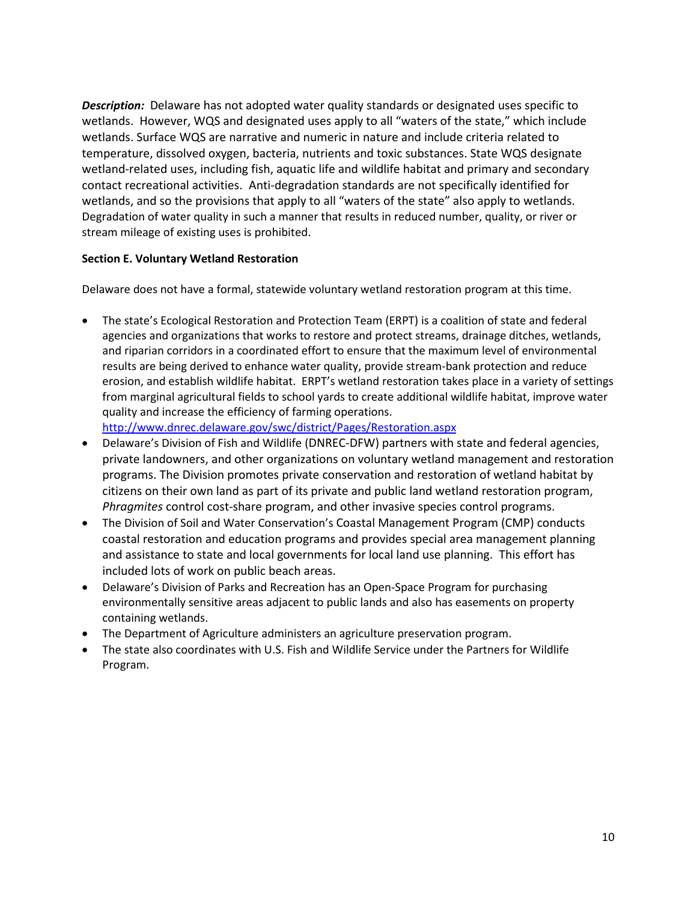***Description:*** Delaware has not adopted water quality standards or designated uses specific to wetlands. However, WQS and designated uses apply to all "waters of the state," which include wetlands. Surface WQS are narrative and numeric in nature and include criteria related to temperature, dissolved oxygen, bacteria, nutrients and toxic substances. State WQS designate wetland-related uses, including fish, aquatic life and wildlife habitat and primary and secondary contact recreational activities. Anti-degradation standards are not specifically identified for wetlands, and so the provisions that apply to all "waters of the state" also apply to wetlands. Degradation of water quality in such a manner that results in reduced number, quality, or river or stream mileage of existing uses is prohibited.

**Section E. Voluntary Wetland Restoration**

Delaware does not have a formal, statewide voluntary wetland restoration program at this time.

- The state's Ecological Restoration and Protection Team (ERPT) is a coalition of state and federal agencies and organizations that works to restore and protect streams, drainage ditches, wetlands, and riparian corridors in a coordinated effort to ensure that the maximum level of environmental results are being derived to enhance water quality, provide stream-bank protection and reduce erosion, and establish wildlife habitat. ERPT's wetland restoration takes place in a variety of settings from marginal agricultural fields to school yards to create additional wildlife habitat, improve water quality and increase the efficiency of farming operations. http://www.dnrec.delaware.gov/swc/district/Pages/Restoration.aspx
- Delaware's Division of Fish and Wildlife (DNREC-DFW) partners with state and federal agencies, private landowners, and other organizations on voluntary wetland management and restoration programs. The Division promotes private conservation and restoration of wetland habitat by citizens on their own land as part of its private and public land wetland restoration program, *Phragmites* control cost-share program, and other invasive species control programs.
- The Division of Soil and Water Conservation's Coastal Management Program (CMP) conducts coastal restoration and education programs and provides special area management planning and assistance to state and local governments for local land use planning. This effort has included lots of work on public beach areas.
- Delaware's Division of Parks and Recreation has an Open-Space Program for purchasing environmentally sensitive areas adjacent to public lands and also has easements on property containing wetlands.
- The Department of Agriculture administers an agriculture preservation program.
- The state also coordinates with U.S. Fish and Wildlife Service under the Partners for Wildlife Program.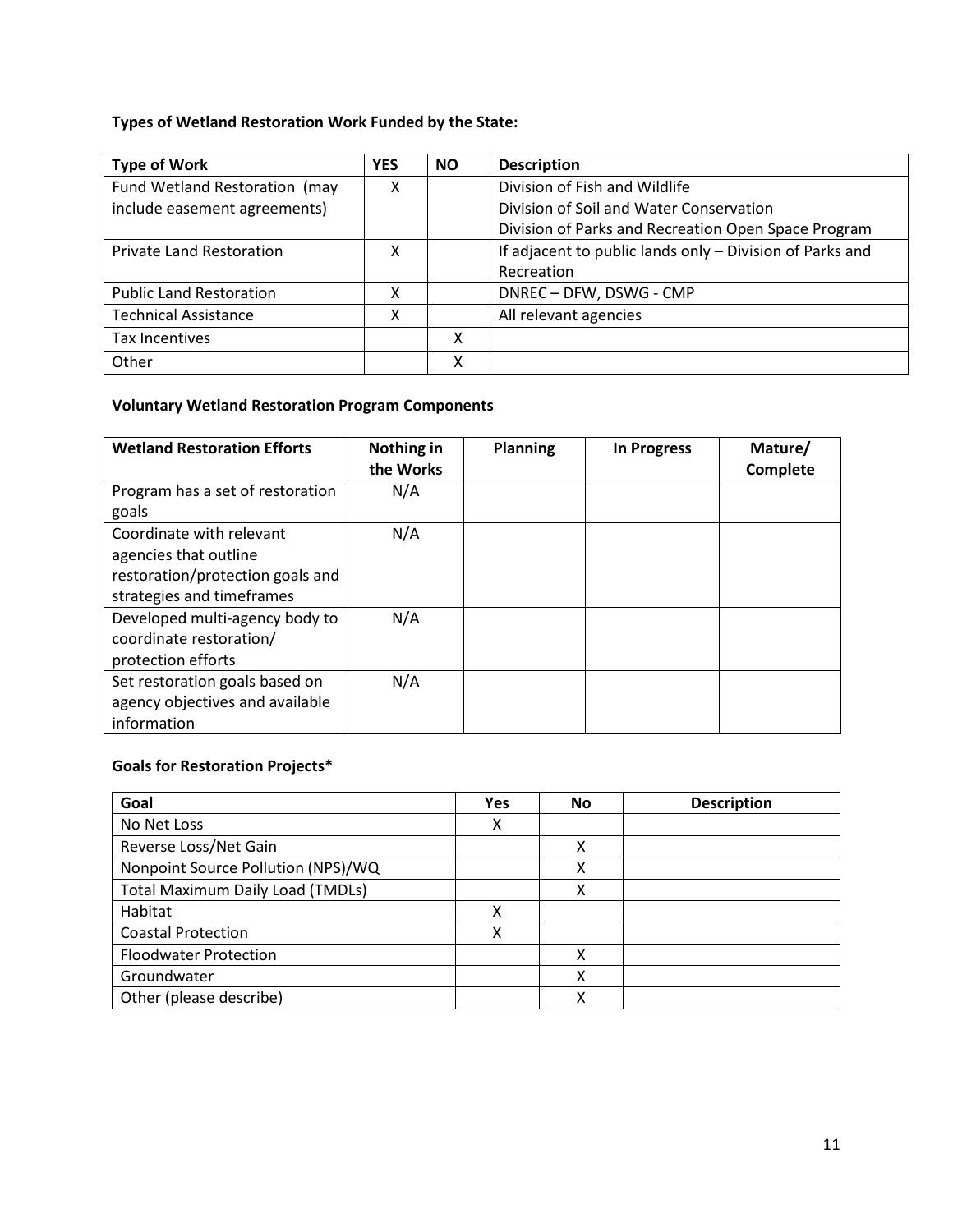**Types of Wetland Restoration Work Funded by the State:**

| Type of Work | YES | NO | Description |
|---|---|---|---|
| Fund Wetland Restoration (may include easement agreements) | X | | Division of Fish and Wildlife<br>Division of Soil and Water Conservation<br>Division of Parks and Recreation Open Space Program |
| Private Land Restoration | X | | If adjacent to public lands only – Division of Parks and Recreation |
| Public Land Restoration | X | | DNREC – DFW, DSWG - CMP |
| Technical Assistance | X | | All relevant agencies |
| Tax Incentives | | X | |
| Other | | X | |

**Voluntary Wetland Restoration Program Components**

| Wetland Restoration Efforts | Nothing in the Works | Planning | In Progress | Mature/ Complete |
|---|---|---|---|---|
| Program has a set of restoration goals | N/A | | | |
| Coordinate with relevant agencies that outline restoration/protection goals and strategies and timeframes | N/A | | | |
| Developed multi-agency body to coordinate restoration/ protection efforts | N/A | | | |
| Set restoration goals based on agency objectives and available information | N/A | | | |

**Goals for Restoration Projects***

| Goal | Yes | No | Description |
|---|---|---|---|
| No Net Loss | X | | |
| Reverse Loss/Net Gain | | X | |
| Nonpoint Source Pollution (NPS)/WQ | | X | |
| Total Maximum Daily Load (TMDLs) | | X | |
| Habitat | X | | |
| Coastal Protection | X | | |
| Floodwater Protection | | X | |
| Groundwater | | X | |
| Other (please describe) | | X | |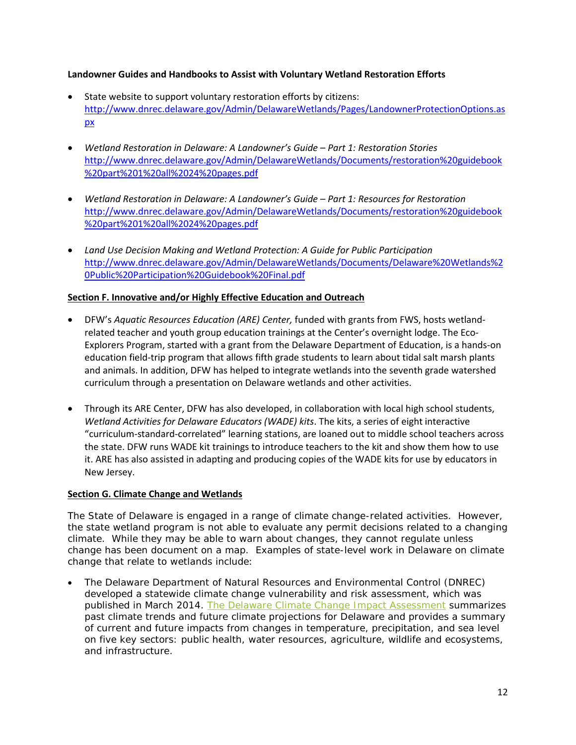**Landowner Guides and Handbooks to Assist with Voluntary Wetland Restoration Efforts**

- State website to support voluntary restoration efforts by citizens: http://www.dnrec.delaware.gov/Admin/DelawareWetlands/Pages/LandownerProtectionOptions.aspx

- *Wetland Restoration in Delaware: A Landowner's Guide – Part 1: Restoration Stories* http://www.dnrec.delaware.gov/Admin/DelawareWetlands/Documents/restoration%20guidebook%20part%201%20all%2024%20pages.pdf

- *Wetland Restoration in Delaware: A Landowner's Guide – Part 1: Resources for Restoration* http://www.dnrec.delaware.gov/Admin/DelawareWetlands/Documents/restoration%20guidebook%20part%201%20all%2024%20pages.pdf

- *Land Use Decision Making and Wetland Protection: A Guide for Public Participation* http://www.dnrec.delaware.gov/Admin/DelawareWetlands/Documents/Delaware%20Wetlands%20Public%20Participation%20Guidebook%20Final.pdf

**Section F. Innovative and/or Highly Effective Education and Outreach**

- DFW's *Aquatic Resources Education (ARE) Center,* funded with grants from FWS, hosts wetland-related teacher and youth group education trainings at the Center's overnight lodge. The Eco-Explorers Program, started with a grant from the Delaware Department of Education, is a hands-on education field-trip program that allows fifth grade students to learn about tidal salt marsh plants and animals. In addition, DFW has helped to integrate wetlands into the seventh grade watershed curriculum through a presentation on Delaware wetlands and other activities.

- Through its ARE Center, DFW has also developed, in collaboration with local high school students, *Wetland Activities for Delaware Educators (WADE) kits*. The kits, a series of eight interactive "curriculum-standard-correlated" learning stations, are loaned out to middle school teachers across the state. DFW runs WADE kit trainings to introduce teachers to the kit and show them how to use it. ARE has also assisted in adapting and producing copies of the WADE kits for use by educators in New Jersey.

**Section G. Climate Change and Wetlands**

The State of Delaware is engaged in a range of climate change-related activities. However, the state wetland program is not able to evaluate any permit decisions related to a changing climate. While they may be able to warn about changes, they cannot regulate unless change has been document on a map. Examples of state-level work in Delaware on climate change that relate to wetlands include:

- The Delaware Department of Natural Resources and Environmental Control (DNREC) developed a statewide climate change vulnerability and risk assessment, which was published in March 2014. The Delaware Climate Change Impact Assessment summarizes past climate trends and future climate projections for Delaware and provides a summary of current and future impacts from changes in temperature, precipitation, and sea level on five key sectors: public health, water resources, agriculture, wildlife and ecosystems, and infrastructure.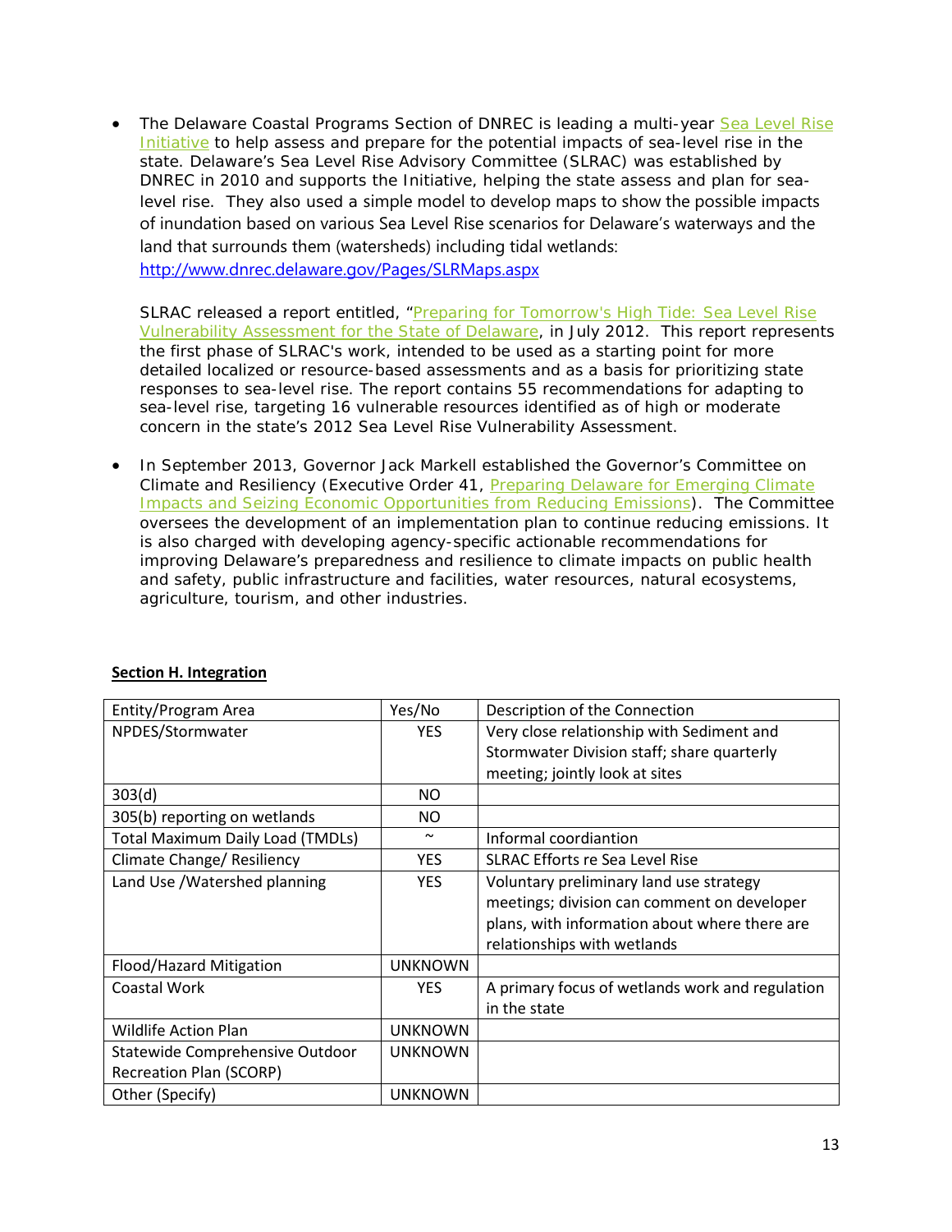- The Delaware Coastal Programs Section of DNREC is leading a multi-year Sea Level Rise Initiative to help assess and prepare for the potential impacts of sea-level rise in the state. Delaware's Sea Level Rise Advisory Committee (SLRAC) was established by DNREC in 2010 and supports the Initiative, helping the state assess and plan for sea-level rise. They also used a simple model to develop maps to show the possible impacts of inundation based on various Sea Level Rise scenarios for Delaware's waterways and the land that surrounds them (watersheds) including tidal wetlands: http://www.dnrec.delaware.gov/Pages/SLRMaps.aspx

  SLRAC released a report entitled, "Preparing for Tomorrow's High Tide: Sea Level Rise Vulnerability Assessment for the State of Delaware, in July 2012. This report represents the first phase of SLRAC's work, intended to be used as a starting point for more detailed localized or resource-based assessments and as a basis for prioritizing state responses to sea-level rise. The report contains 55 recommendations for adapting to sea-level rise, targeting 16 vulnerable resources identified as of high or moderate concern in the state's 2012 Sea Level Rise Vulnerability Assessment.

- In September 2013, Governor Jack Markell established the Governor's Committee on Climate and Resiliency (Executive Order 41, Preparing Delaware for Emerging Climate Impacts and Seizing Economic Opportunities from Reducing Emissions). The Committee oversees the development of an implementation plan to continue reducing emissions. It is also charged with developing agency-specific actionable recommendations for improving Delaware's preparedness and resilience to climate impacts on public health and safety, public infrastructure and facilities, water resources, natural ecosystems, agriculture, tourism, and other industries.

**Section H. Integration**

| Entity/Program Area | Yes/No | Description of the Connection |
|---|---|---|
| NPDES/Stormwater | YES | Very close relationship with Sediment and Stormwater Division staff; share quarterly meeting; jointly look at sites |
| 303(d) | NO | |
| 305(b) reporting on wetlands | NO | |
| Total Maximum Daily Load (TMDLs) | ~ | Informal coordiantion |
| Climate Change/ Resiliency | YES | SLRAC Efforts re Sea Level Rise |
| Land Use /Watershed planning | YES | Voluntary preliminary land use strategy meetings; division can comment on developer plans, with information about where there are relationships with wetlands |
| Flood/Hazard Mitigation | UNKNOWN | |
| Coastal Work | YES | A primary focus of wetlands work and regulation in the state |
| Wildlife Action Plan | UNKNOWN | |
| Statewide Comprehensive Outdoor Recreation Plan (SCORP) | UNKNOWN | |
| Other (Specify) | UNKNOWN | |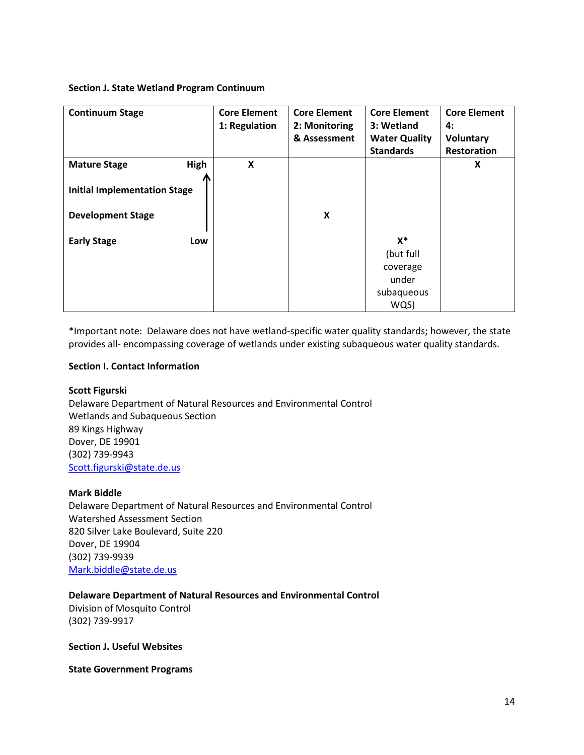**Section J. State Wetland Program Continuum**

| Continuum Stage | Core Element 1: Regulation | Core Element 2: Monitoring & Assessment | Core Element 3: Wetland Water Quality Standards | Core Element 4: Voluntary Restoration |
|---|---|---|---|---|
| Mature Stage — High | X | | | X |
| Initial Implementation Stage | | | | |
| Development Stage | | X | | |
| Early Stage — Low | | | X* (but full coverage under subaqueous WQS) | |

*Important note: Delaware does not have wetland-specific water quality standards; however, the state provides all- encompassing coverage of wetlands under existing subaqueous water quality standards.

**Section I. Contact Information**

**Scott Figurski**
Delaware Department of Natural Resources and Environmental Control
Wetlands and Subaqueous Section
89 Kings Highway
Dover, DE 19901
(302) 739-9943
Scott.figurski@state.de.us

**Mark Biddle**
Delaware Department of Natural Resources and Environmental Control
Watershed Assessment Section
820 Silver Lake Boulevard, Suite 220
Dover, DE 19904
(302) 739-9939
Mark.biddle@state.de.us

**Delaware Department of Natural Resources and Environmental Control**
Division of Mosquito Control
(302) 739-9917

**Section J. Useful Websites**

**State Government Programs**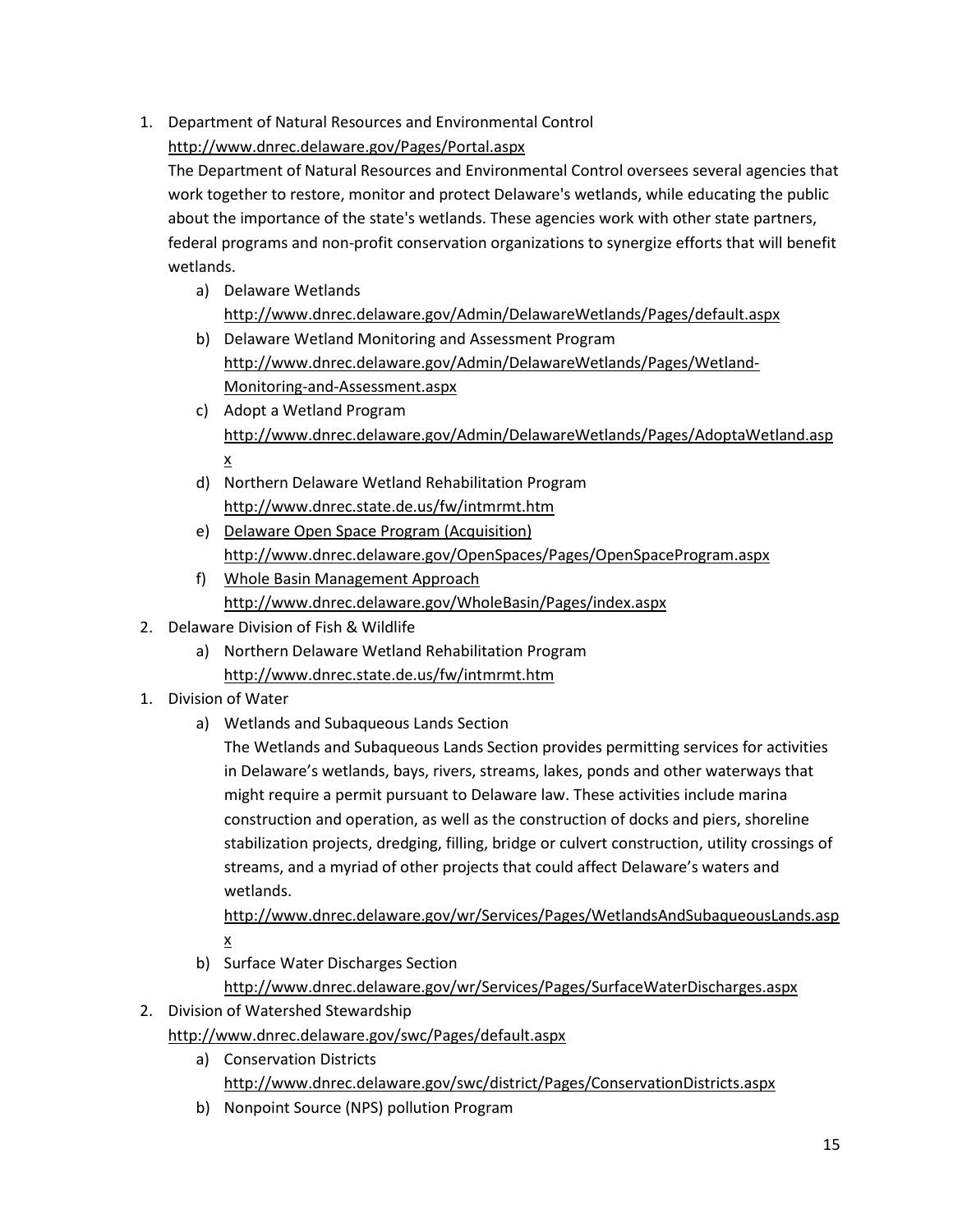1. Department of Natural Resources and Environmental Control
   http://www.dnrec.delaware.gov/Pages/Portal.aspx
   The Department of Natural Resources and Environmental Control oversees several agencies that work together to restore, monitor and protect Delaware's wetlands, while educating the public about the importance of the state's wetlands. These agencies work with other state partners, federal programs and non-profit conservation organizations to synergize efforts that will benefit wetlands.
   a) Delaware Wetlands
      http://www.dnrec.delaware.gov/Admin/DelawareWetlands/Pages/default.aspx
   b) Delaware Wetland Monitoring and Assessment Program
      http://www.dnrec.delaware.gov/Admin/DelawareWetlands/Pages/Wetland-Monitoring-and-Assessment.aspx
   c) Adopt a Wetland Program
      http://www.dnrec.delaware.gov/Admin/DelawareWetlands/Pages/AdoptaWetland.aspx
   d) Northern Delaware Wetland Rehabilitation Program
      http://www.dnrec.state.de.us/fw/intmrmt.htm
   e) Delaware Open Space Program (Acquisition)
      http://www.dnrec.delaware.gov/OpenSpaces/Pages/OpenSpaceProgram.aspx
   f) Whole Basin Management Approach
      http://www.dnrec.delaware.gov/WholeBasin/Pages/index.aspx
2. Delaware Division of Fish & Wildlife
   a) Northern Delaware Wetland Rehabilitation Program
      http://www.dnrec.state.de.us/fw/intmrmt.htm

1. Division of Water
   a) Wetlands and Subaqueous Lands Section
      The Wetlands and Subaqueous Lands Section provides permitting services for activities in Delaware's wetlands, bays, rivers, streams, lakes, ponds and other waterways that might require a permit pursuant to Delaware law. These activities include marina construction and operation, as well as the construction of docks and piers, shoreline stabilization projects, dredging, filling, bridge or culvert construction, utility crossings of streams, and a myriad of other projects that could affect Delaware's waters and wetlands.
      http://www.dnrec.delaware.gov/wr/Services/Pages/WetlandsAndSubaqueousLands.aspx
   b) Surface Water Discharges Section
      http://www.dnrec.delaware.gov/wr/Services/Pages/SurfaceWaterDischarges.aspx
2. Division of Watershed Stewardship
   http://www.dnrec.delaware.gov/swc/Pages/default.aspx
   a) Conservation Districts
      http://www.dnrec.delaware.gov/swc/district/Pages/ConservationDistricts.aspx
   b) Nonpoint Source (NPS) pollution Program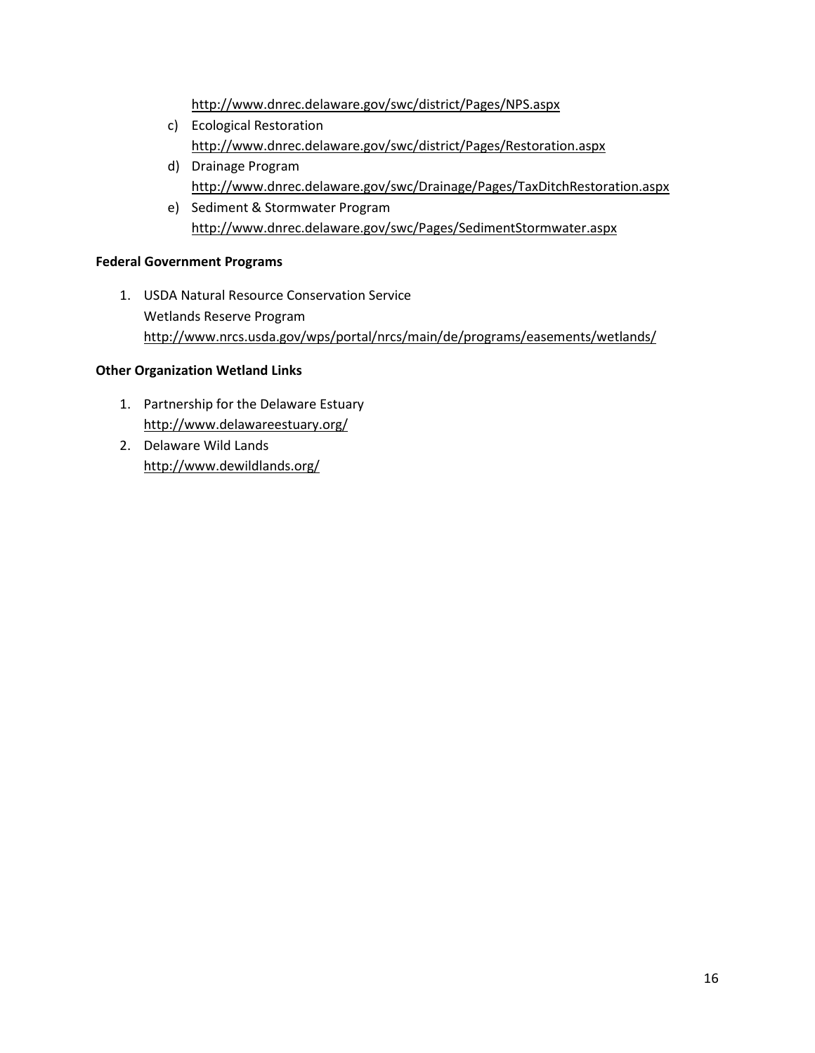http://www.dnrec.delaware.gov/swc/district/Pages/NPS.aspx

c) Ecological Restoration  
http://www.dnrec.delaware.gov/swc/district/Pages/Restoration.aspx
d) Drainage Program  
http://www.dnrec.delaware.gov/swc/Drainage/Pages/TaxDitchRestoration.aspx
e) Sediment & Stormwater Program  
http://www.dnrec.delaware.gov/swc/Pages/SedimentStormwater.aspx

**Federal Government Programs**

1. USDA Natural Resource Conservation Service  
Wetlands Reserve Program  
http://www.nrcs.usda.gov/wps/portal/nrcs/main/de/programs/easements/wetlands/

**Other Organization Wetland Links**

1. Partnership for the Delaware Estuary  
http://www.delawareestuary.org/
2. Delaware Wild Lands  
http://www.dewildlands.org/